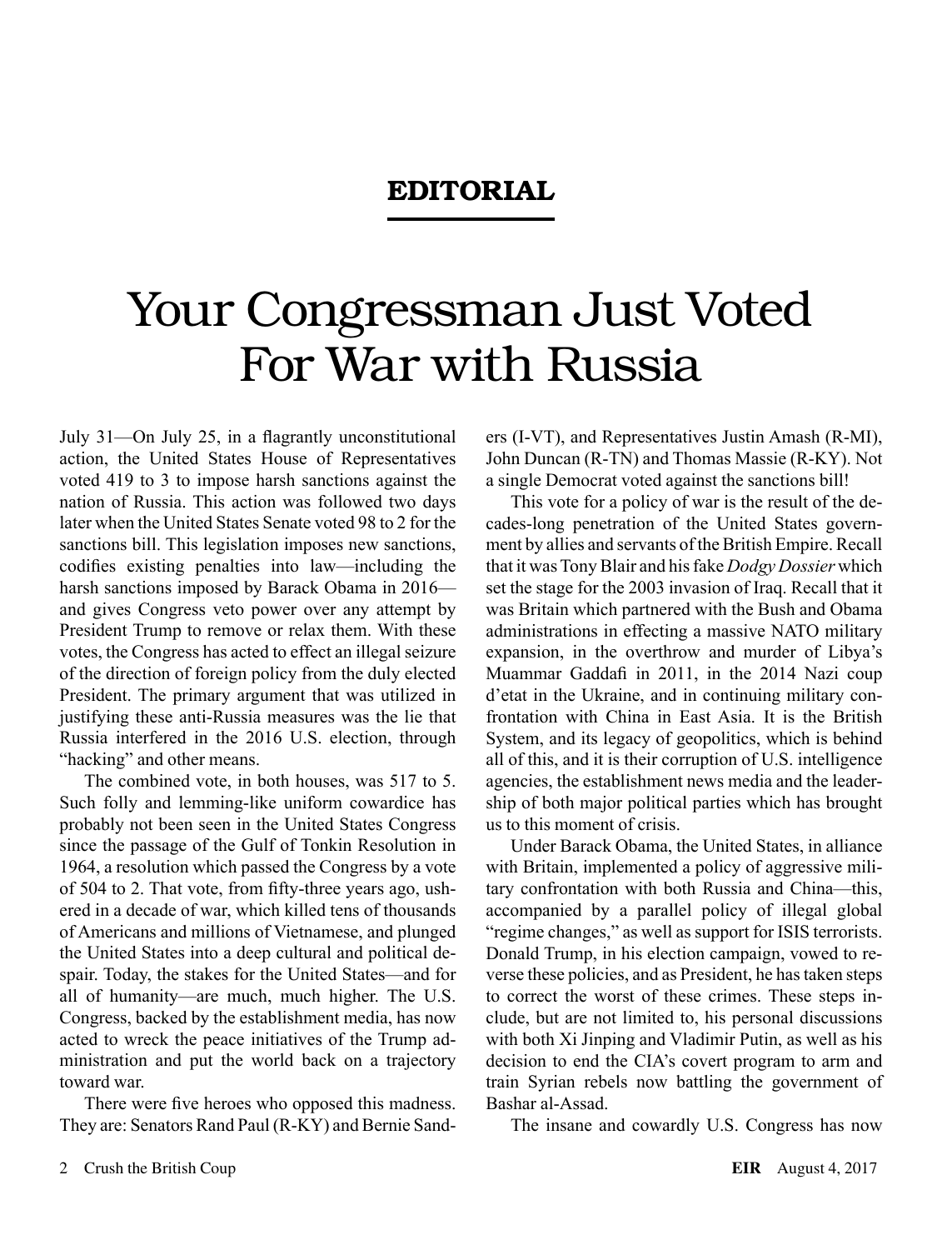## EDITORIAL

# Your Congressman Just Voted For War with Russia

July 31—On July 25, in a flagrantly unconstitutional action, the United States House of Representatives voted 419 to 3 to impose harsh sanctions against the nation of Russia. This action was followed two days later when the United States Senate voted 98 to 2 for the sanctions bill. This legislation imposes new sanctions, codifies existing penalties into law—including the harsh sanctions imposed by Barack Obama in 2016—and gives Congress veto power over any attempt by President Trump to remove or relax them. With these votes, the Congress has acted to effect an illegal seizure of the direction of foreign policy from the duly elected President. The primary argument that was utilized in justifying these anti-Russia measures was the lie that Russia interfered in the 2016 U.S. election, through "hacking" and other means.

The combined vote, in both houses, was 517 to 5. Such folly and lemming-like uniform cowardice has probably not been seen in the United States Congress since the passage of the Gulf of Tonkin Resolution in 1964, a resolution which passed the Congress by a vote of 504 to 2. That vote, from fifty-three years ago, ushered in a decade of war, which killed tens of thousands of Americans and millions of Vietnamese, and plunged the United States into a deep cultural and political despair. Today, the stakes for the United States—and for all of humanity—are much, much higher. The U.S. Congress, backed by the establishment media, has now acted to wreck the peace initiatives of the Trump administration and put the world back on a trajectory toward war.

There were five heroes who opposed this madness. They are: Senators Rand Paul (R-KY) and Bernie Sanders (I-VT), and Representatives Justin Amash (R-MI), John Duncan (R-TN) and Thomas Massie (R-KY). Not a single Democrat voted against the sanctions bill!

This vote for a policy of war is the result of the decades-long penetration of the United States government by allies and servants of the British Empire. Recall that it was Tony Blair and his fake *Dodgy Dossier* which set the stage for the 2003 invasion of Iraq. Recall that it was Britain which partnered with the Bush and Obama administrations in effecting a massive NATO military expansion, in the overthrow and murder of Libya's Muammar Gaddafi in 2011, in the 2014 Nazi coup d'etat in the Ukraine, and in continuing military confrontation with China in East Asia. It is the British System, and its legacy of geopolitics, which is behind all of this, and it is their corruption of U.S. intelligence agencies, the establishment news media and the leadership of both major political parties which has brought us to this moment of crisis.

Under Barack Obama, the United States, in alliance with Britain, implemented a policy of aggressive military confrontation with both Russia and China—this, accompanied by a parallel policy of illegal global "regime changes," as well as support for ISIS terrorists. Donald Trump, in his election campaign, vowed to reverse these policies, and as President, he has taken steps to correct the worst of these crimes. These steps include, but are not limited to, his personal discussions with both Xi Jinping and Vladimir Putin, as well as his decision to end the CIA's covert program to arm and train Syrian rebels now battling the government of Bashar al-Assad.

The insane and cowardly U.S. Congress has now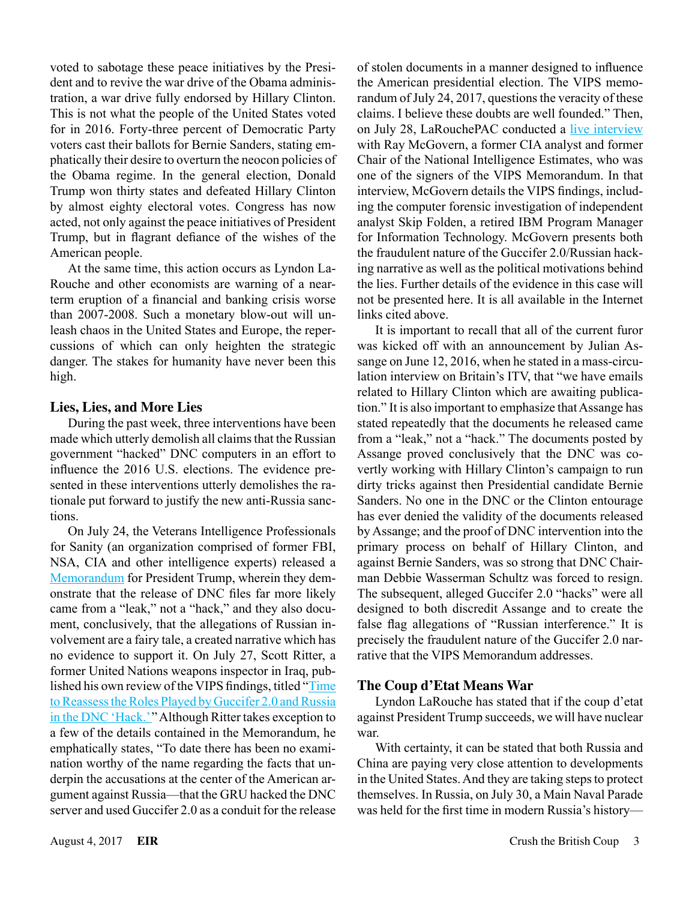voted to sabotage these peace initiatives by the President and to revive the war drive of the Obama administration, a war drive fully endorsed by Hillary Clinton. This is not what the people of the United States voted for in 2016. Forty-three percent of Democratic Party voters cast their ballots for Bernie Sanders, stating emphatically their desire to overturn the neocon policies of the Obama regime. In the general election, Donald Trump won thirty states and defeated Hillary Clinton by almost eighty electoral votes. Congress has now acted, not only against the peace initiatives of President Trump, but in flagrant defiance of the wishes of the American people.

At the same time, this action occurs as Lyndon LaRouche and other economists are warning of a near-term eruption of a financial and banking crisis worse than 2007-2008. Such a monetary blow-out will unleash chaos in the United States and Europe, the repercussions of which can only heighten the strategic danger. The stakes for humanity have never been this high.

### Lies, Lies, and More Lies

During the past week, three interventions have been made which utterly demolish all claims that the Russian government "hacked" DNC computers in an effort to influence the 2016 U.S. elections. The evidence presented in these interventions utterly demolishes the rationale put forward to justify the new anti-Russia sanctions.

On July 24, the Veterans Intelligence Professionals for Sanity (an organization comprised of former FBI, NSA, CIA and other intelligence experts) released a Memorandum for President Trump, wherein they demonstrate that the release of DNC files far more likely came from a "leak," not a "hack," and they also document, conclusively, that the allegations of Russian involvement are a fairy tale, a created narrative which has no evidence to support it. On July 27, Scott Ritter, a former United Nations weapons inspector in Iraq, published his own review of the VIPS findings, titled "Time to Reassess the Roles Played by Guccifer 2.0 and Russia in the DNC 'Hack.'" Although Ritter takes exception to a few of the details contained in the Memorandum, he emphatically states, "To date there has been no examination worthy of the name regarding the facts that underpin the accusations at the center of the American argument against Russia—that the GRU hacked the DNC server and used Guccifer 2.0 as a conduit for the release of stolen documents in a manner designed to influence the American presidential election. The VIPS memorandum of July 24, 2017, questions the veracity of these claims. I believe these doubts are well founded." Then, on July 28, LaRouchePAC conducted a live interview with Ray McGovern, a former CIA analyst and former Chair of the National Intelligence Estimates, who was one of the signers of the VIPS Memorandum. In that interview, McGovern details the VIPS findings, including the computer forensic investigation of independent analyst Skip Folden, a retired IBM Program Manager for Information Technology. McGovern presents both the fraudulent nature of the Guccifer 2.0/Russian hacking narrative as well as the political motivations behind the lies. Further details of the evidence in this case will not be presented here. It is all available in the Internet links cited above.

It is important to recall that all of the current furor was kicked off with an announcement by Julian Assange on June 12, 2016, when he stated in a mass-circulation interview on Britain's ITV, that "we have emails related to Hillary Clinton which are awaiting publication." It is also important to emphasize that Assange has stated repeatedly that the documents he released came from a "leak," not a "hack." The documents posted by Assange proved conclusively that the DNC was covertly working with Hillary Clinton's campaign to run dirty tricks against then Presidential candidate Bernie Sanders. No one in the DNC or the Clinton entourage has ever denied the validity of the documents released by Assange; and the proof of DNC intervention into the primary process on behalf of Hillary Clinton, and against Bernie Sanders, was so strong that DNC Chairman Debbie Wasserman Schultz was forced to resign. The subsequent, alleged Guccifer 2.0 "hacks" were all designed to both discredit Assange and to create the false flag allegations of "Russian interference." It is precisely the fraudulent nature of the Guccifer 2.0 narrative that the VIPS Memorandum addresses.

### The Coup d'Etat Means War

Lyndon LaRouche has stated that if the coup d'etat against President Trump succeeds, we will have nuclear war.

With certainty, it can be stated that both Russia and China are paying very close attention to developments in the United States. And they are taking steps to protect themselves. In Russia, on July 30, a Main Naval Parade was held for the first time in modern Russia's history—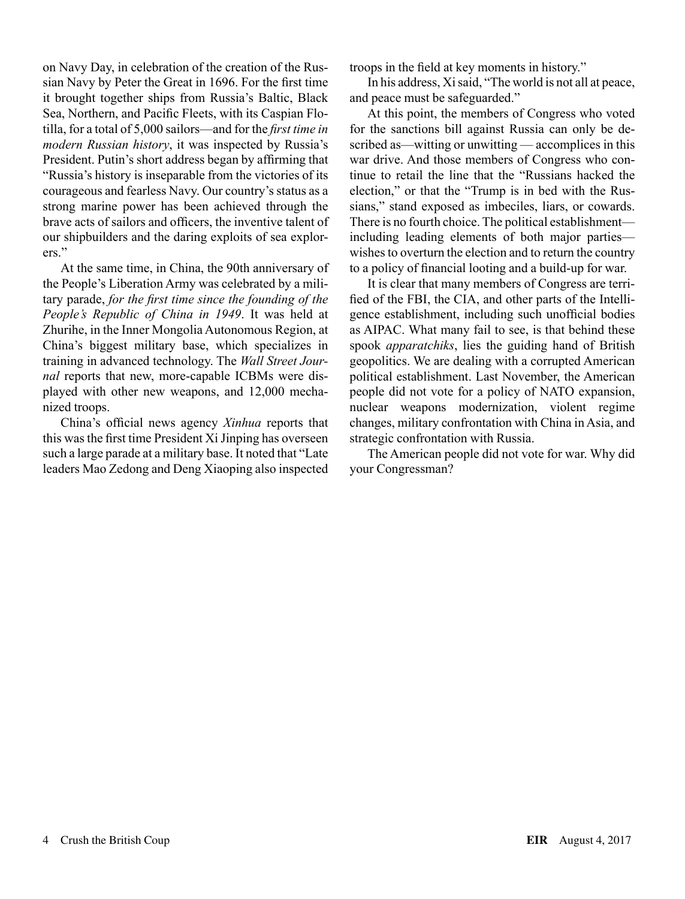on Navy Day, in celebration of the creation of the Russian Navy by Peter the Great in 1696. For the first time it brought together ships from Russia's Baltic, Black Sea, Northern, and Pacific Fleets, with its Caspian Flotilla, for a total of 5,000 sailors—and for the *first time in modern Russian history*, it was inspected by Russia's President. Putin's short address began by affirming that "Russia's history is inseparable from the victories of its courageous and fearless Navy. Our country's status as a strong marine power has been achieved through the brave acts of sailors and officers, the inventive talent of our shipbuilders and the daring exploits of sea explorers."

At the same time, in China, the 90th anniversary of the People's Liberation Army was celebrated by a military parade, *for the first time since the founding of the People's Republic of China in 1949*. It was held at Zhurihe, in the Inner Mongolia Autonomous Region, at China's biggest military base, which specializes in training in advanced technology. The *Wall Street Journal* reports that new, more-capable ICBMs were displayed with other new weapons, and 12,000 mechanized troops.

China's official news agency *Xinhua* reports that this was the first time President Xi Jinping has overseen such a large parade at a military base. It noted that "Late leaders Mao Zedong and Deng Xiaoping also inspected troops in the field at key moments in history."

In his address, Xi said, "The world is not all at peace, and peace must be safeguarded."

At this point, the members of Congress who voted for the sanctions bill against Russia can only be described as—witting or unwitting — accomplices in this war drive. And those members of Congress who continue to retail the line that the "Russians hacked the election," or that the "Trump is in bed with the Russians," stand exposed as imbeciles, liars, or cowards. There is no fourth choice. The political establishment—including leading elements of both major parties—wishes to overturn the election and to return the country to a policy of financial looting and a build-up for war.

It is clear that many members of Congress are terrified of the FBI, the CIA, and other parts of the Intelligence establishment, including such unofficial bodies as AIPAC. What many fail to see, is that behind these spook *apparatchiks*, lies the guiding hand of British geopolitics. We are dealing with a corrupted American political establishment. Last November, the American people did not vote for a policy of NATO expansion, nuclear weapons modernization, violent regime changes, military confrontation with China in Asia, and strategic confrontation with Russia.

The American people did not vote for war. Why did your Congressman?